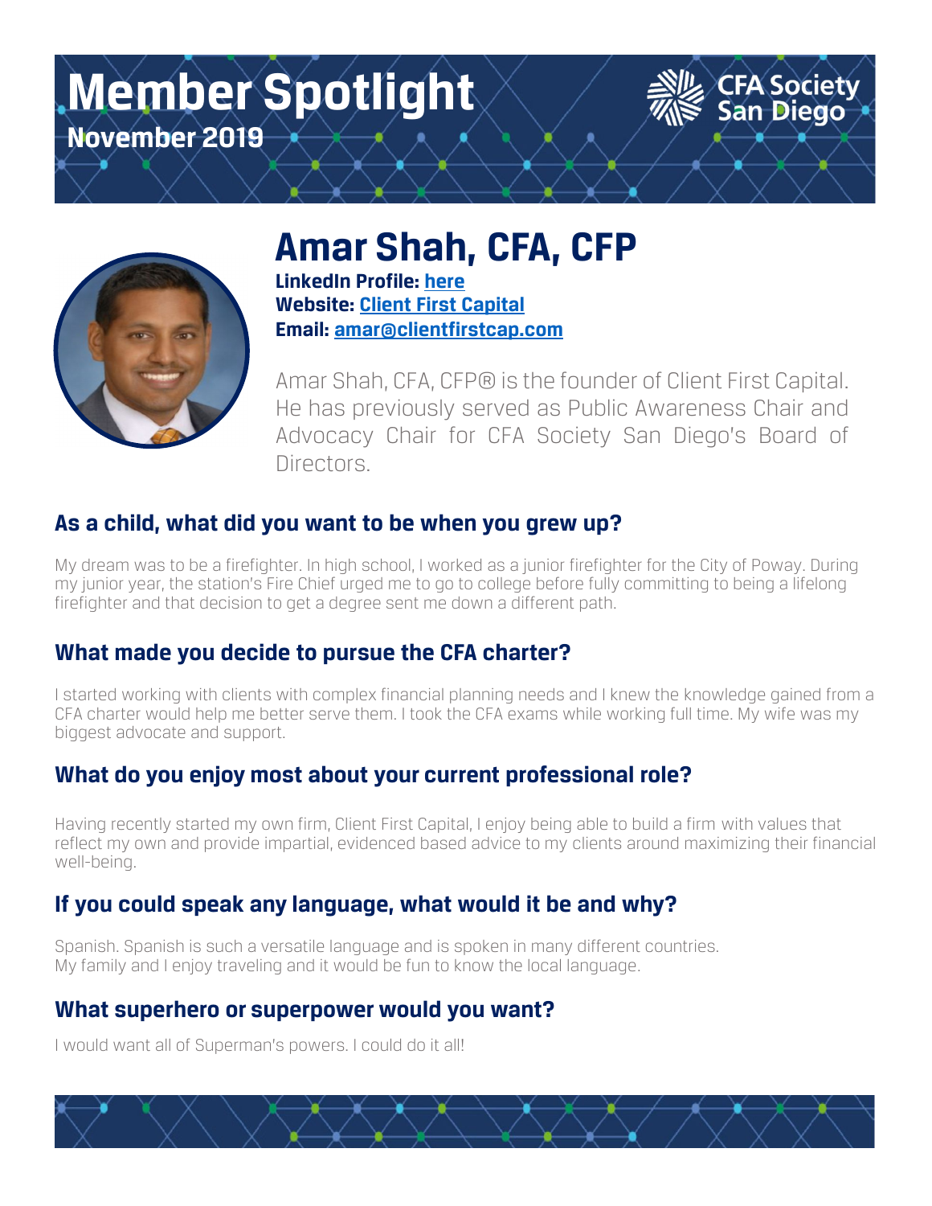# Member Spotlight

**November 2019**

CFA Society San Diego

## Amar Shah, CFA, CFP

**LinkedIn Profile: here**
**Website: Client First Capital**
**Email: amar@clientfirstcap.com**

Amar Shah, CFA, CFP® is the founder of Client First Capital. He has previously served as Public Awareness Chair and Advocacy Chair for CFA Society San Diego's Board of Directors.

### As a child, what did you want to be when you grew up?

My dream was to be a firefighter. In high school, I worked as a junior firefighter for the City of Poway. During my junior year, the station's Fire Chief urged me to go to college before fully committing to being a lifelong firefighter and that decision to get a degree sent me down a different path.

### What made you decide to pursue the CFA charter?

I started working with clients with complex financial planning needs and I knew the knowledge gained from a CFA charter would help me better serve them. I took the CFA exams while working full time. My wife was my biggest advocate and support.

### What do you enjoy most about your current professional role?

Having recently started my own firm, Client First Capital, I enjoy being able to build a firm with values that reflect my own and provide impartial, evidenced based advice to my clients around maximizing their financial well-being.

### If you could speak any language, what would it be and why?

Spanish. Spanish is such a versatile language and is spoken in many different countries.
My family and I enjoy traveling and it would be fun to know the local language.

### What superhero or superpower would you want?

I would want all of Superman's powers. I could do it all!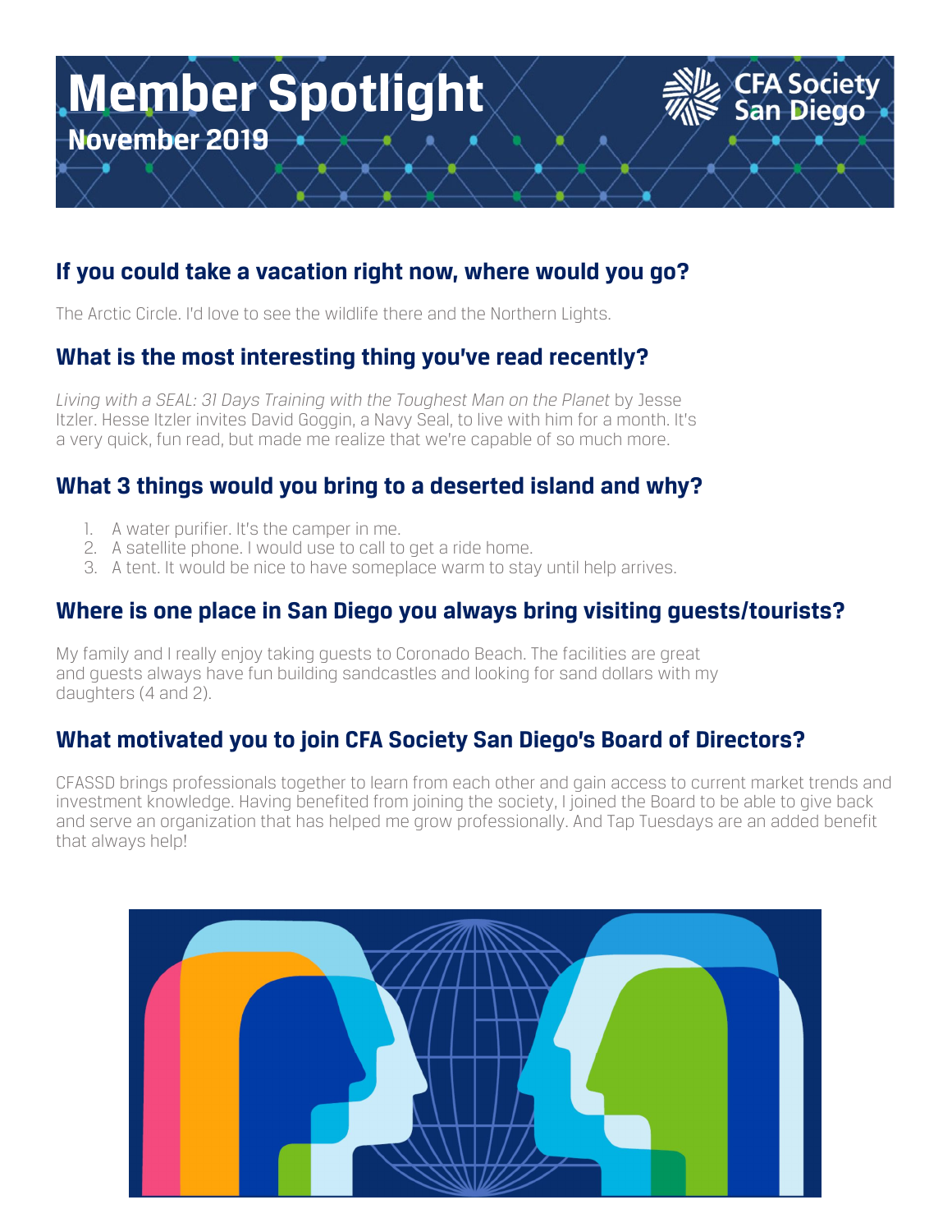# Member Spotlight

**November 2019**

CFA Society San Diego

## If you could take a vacation right now, where would you go?

The Arctic Circle. I'd love to see the wildlife there and the Northern Lights.

## What is the most interesting thing you've read recently?

*Living with a SEAL: 31 Days Training with the Toughest Man on the Planet* by Jesse Itzler. Hesse Itzler invites David Goggin, a Navy Seal, to live with him for a month. It's a very quick, fun read, but made me realize that we're capable of so much more.

## What 3 things would you bring to a deserted island and why?

1. A water purifier. It's the camper in me.
2. A satellite phone. I would use to call to get a ride home.
3. A tent. It would be nice to have someplace warm to stay until help arrives.

## Where is one place in San Diego you always bring visiting guests/tourists?

My family and I really enjoy taking guests to Coronado Beach. The facilities are great and guests always have fun building sandcastles and looking for sand dollars with my daughters (4 and 2).

## What motivated you to join CFA Society San Diego's Board of Directors?

CFASSD brings professionals together to learn from each other and gain access to current market trends and investment knowledge. Having benefited from joining the society, I joined the Board to be able to give back and serve an organization that has helped me grow professionally. And Tap Tuesdays are an added benefit that always help!